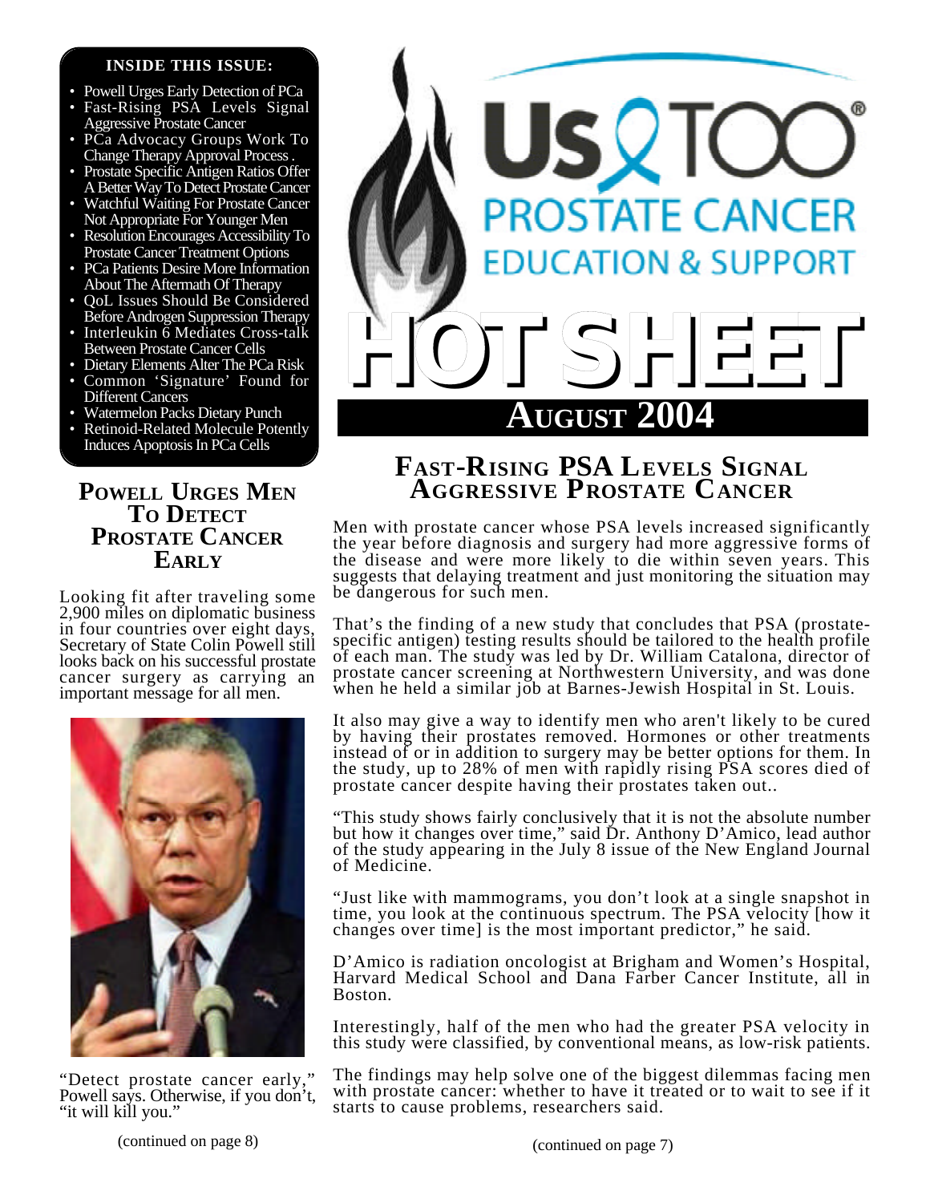# Us TOO® Prostate Cancer Education & Support

# HOT SHEET

## August 2004

**INSIDE THIS ISSUE:**

- Powell Urges Early Detection of PCa
- Fast-Rising PSA Levels Signal Aggressive Prostate Cancer
- PCa Advocacy Groups Work To Change Therapy Approval Process .
- Prostate Specific Antigen Ratios Offer A Better Way To Detect Prostate Cancer
- Watchful Waiting For Prostate Cancer Not Appropriate For Younger Men
- Resolution Encourages Accessibility To Prostate Cancer Treatment Options
- PCa Patients Desire More Information About The Aftermath Of Therapy
- QoL Issues Should Be Considered Before Androgen Suppression Therapy
- Interleukin 6 Mediates Cross-talk Between Prostate Cancer Cells
- Dietary Elements Alter The PCa Risk
- Common 'Signature' Found for Different Cancers
- Watermelon Packs Dietary Punch
- Retinoid-Related Molecule Potently Induces Apoptosis In PCa Cells

## Powell Urges Men To Detect Prostate Cancer Early

Looking fit after traveling some 2,900 miles on diplomatic business in four countries over eight days, Secretary of State Colin Powell still looks back on his successful prostate cancer surgery as carrying an important message for all men.

"Detect prostate cancer early," Powell says. Otherwise, if you don't, "it will kill you."

(continued on page 8)

## Fast-Rising PSA Levels Signal Aggressive Prostate Cancer

Men with prostate cancer whose PSA levels increased significantly the year before diagnosis and surgery had more aggressive forms of the disease and were more likely to die within seven years. This suggests that delaying treatment and just monitoring the situation may be dangerous for such men.

That's the finding of a new study that concludes that PSA (prostate-specific antigen) testing results should be tailored to the health profile of each man. The study was led by Dr. William Catalona, director of prostate cancer screening at Northwestern University, and was done when he held a similar job at Barnes-Jewish Hospital in St. Louis.

It also may give a way to identify men who aren't likely to be cured by having their prostates removed. Hormones or other treatments instead of or in addition to surgery may be better options for them. In the study, up to 28% of men with rapidly rising PSA scores died of prostate cancer despite having their prostates taken out..

"This study shows fairly conclusively that it is not the absolute number but how it changes over time," said Dr. Anthony D'Amico, lead author of the study appearing in the July 8 issue of the New England Journal of Medicine.

"Just like with mammograms, you don't look at a single snapshot in time, you look at the continuous spectrum. The PSA velocity [how it changes over time] is the most important predictor," he said.

D'Amico is radiation oncologist at Brigham and Women's Hospital, Harvard Medical School and Dana Farber Cancer Institute, all in Boston.

Interestingly, half of the men who had the greater PSA velocity in this study were classified, by conventional means, as low-risk patients.

The findings may help solve one of the biggest dilemmas facing men with prostate cancer: whether to have it treated or to wait to see if it starts to cause problems, researchers said.

(continued on page 7)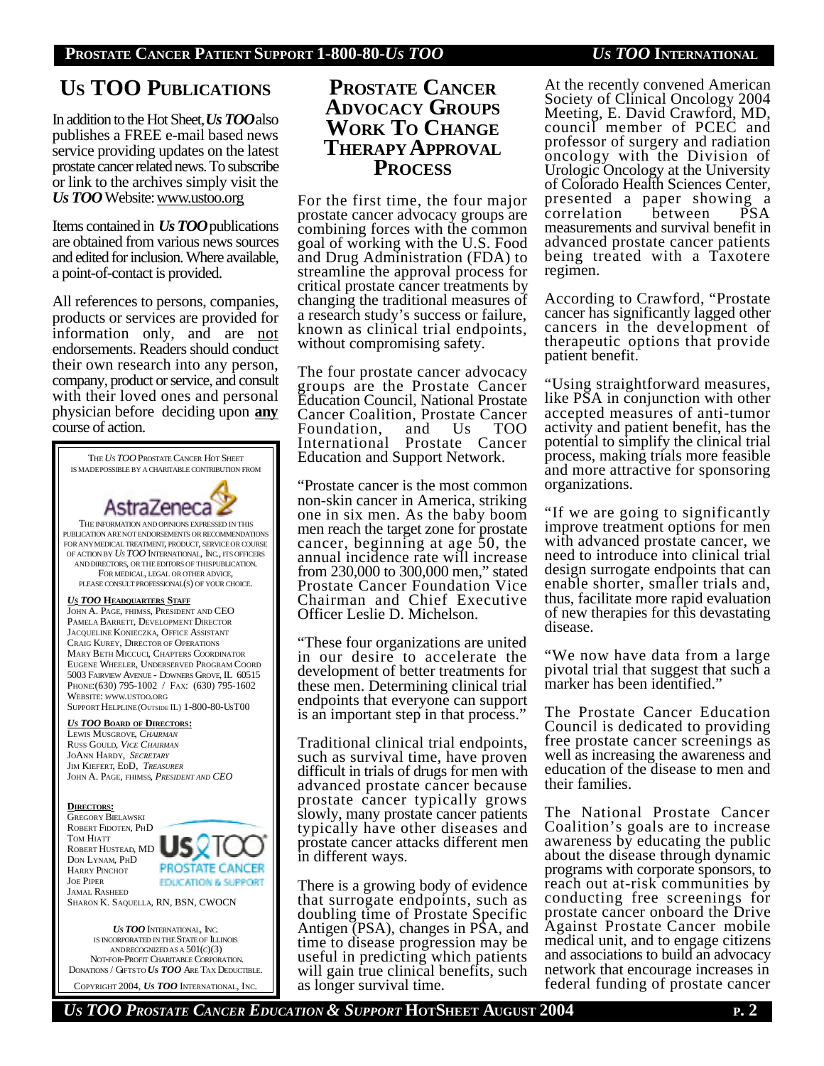# Us TOO Publications

In addition to the Hot Sheet, ***Us TOO*** also publishes a FREE e-mail based news service providing updates on the latest prostate cancer related news. To subscribe or link to the archives simply visit the ***Us TOO*** Website: www.ustoo.org

Items contained in ***Us TOO*** publications are obtained from various news sources and edited for inclusion. Where available, a point-of-contact is provided.

All references to persons, companies, products or services are provided for information only, and are not endorsements. Readers should conduct their own research into any person, company, product or service, and consult with their loved ones and personal physician before deciding upon **any** course of action.

THE *US TOO* PROSTATE CANCER HOT SHEET IS MADE POSSIBLE BY A CHARITABLE CONTRIBUTION FROM

AstraZeneca

THE INFORMATION AND OPINIONS EXPRESSED IN THIS PUBLICATION ARE NOT ENDORSEMENTS OR RECOMMENDATIONS FOR ANY MEDICAL TREATMENT, PRODUCT, SERVICE OR COURSE OF ACTION BY *US TOO* INTERNATIONAL, INC., ITS OFFICERS AND DIRECTORS, OR THE EDITORS OF THIS PUBLICATION. FOR MEDICAL, LEGAL OR OTHER ADVICE, PLEASE CONSULT PROFESSIONAL(S) OF YOUR CHOICE.

***US TOO* HEADQUARTERS STAFF**

JOHN A. PAGE, FHIMSS, PRESIDENT AND CEO
PAMELA BARRETT, DEVELOPMENT DIRECTOR
JACQUELINE KONIECZKA, OFFICE ASSISTANT
CRAIG KUREY, DIRECTOR OF OPERATIONS
MARY BETH MICCUCI, CHAPTERS COORDINATOR
EUGENE WHEELER, UNDERSERVED PROGRAM COORD
5003 FAIRVIEW AVENUE - DOWNERS GROVE, IL 60515
PHONE:(630) 795-1002 / FAX: (630) 795-1602
WEBSITE: WWW.USTOO.ORG
SUPPORT HELPLINE (OUTSIDE IL) 1-800-80-USTOO

***US TOO* BOARD OF DIRECTORS:**

LEWIS MUSGROVE, *CHAIRMAN*
RUSS GOULD, *VICE CHAIRMAN*
JOANN HARDY, *SECRETARY*
JIM KIEFERT, EDD, *TREASURER*
JOHN A. PAGE, FHIMSS, *PRESIDENT AND CEO*

**DIRECTORS:**

GREGORY BIELAWSKI
ROBERT FIDOTEN, PHD
TOM HIATT
ROBERT HUSTEAD, MD
DON LYNAM, PHD
HARRY PINCHOT
JOE PIPER
JAMAL RASHEED
SHARON K. SAQUELLA, RN, BSN, CWOCN

US TOO PROSTATE CANCER EDUCATION & SUPPORT

*US TOO* INTERNATIONAL, INC. IS INCORPORATED IN THE STATE OF ILLINOIS AND RECOGNIZED AS A 501(C)(3) NOT-FOR-PROFIT CHARITABLE CORPORATION. DONATIONS / GIFTS TO *US TOO* ARE TAX DEDUCTIBLE.

COPYRIGHT 2004, *US TOO* INTERNATIONAL, INC.

# Prostate Cancer Advocacy Groups Work To Change Therapy Approval Process

For the first time, the four major prostate cancer advocacy groups are combining forces with the common goal of working with the U.S. Food and Drug Administration (FDA) to streamline the approval process for critical prostate cancer treatments by changing the traditional measures of a research study's success or failure, known as clinical trial endpoints, without compromising safety.

The four prostate cancer advocacy groups are the Prostate Cancer Education Council, National Prostate Cancer Coalition, Prostate Cancer Foundation, and Us TOO International Prostate Cancer Education and Support Network.

"Prostate cancer is the most common non-skin cancer in America, striking one in six men. As the baby boom men reach the target zone for prostate cancer, beginning at age 50, the annual incidence rate will increase from 230,000 to 300,000 men," stated Prostate Cancer Foundation Vice Chairman and Chief Executive Officer Leslie D. Michelson.

"These four organizations are united in our desire to accelerate the development of better treatments for these men. Determining clinical trial endpoints that everyone can support is an important step in that process."

Traditional clinical trial endpoints, such as survival time, have proven difficult in trials of drugs for men with advanced prostate cancer because prostate cancer typically grows slowly, many prostate cancer patients typically have other diseases and prostate cancer attacks different men in different ways.

There is a growing body of evidence that surrogate endpoints, such as doubling time of Prostate Specific Antigen (PSA), changes in PSA, and time to disease progression may be useful in predicting which patients will gain true clinical benefits, such as longer survival time.

At the recently convened American Society of Clinical Oncology 2004 Meeting, E. David Crawford, MD, council member of PCEC and professor of surgery and radiation oncology with the Division of Urologic Oncology at the University of Colorado Health Sciences Center, presented a paper showing a correlation between PSA measurements and survival benefit in advanced prostate cancer patients being treated with a Taxotere regimen.

According to Crawford, "Prostate cancer has significantly lagged other cancers in the development of therapeutic options that provide patient benefit.

"Using straightforward measures, like PSA in conjunction with other accepted measures of anti-tumor activity and patient benefit, has the potential to simplify the clinical trial process, making trials more feasible and more attractive for sponsoring organizations.

"If we are going to significantly improve treatment options for men with advanced prostate cancer, we need to introduce into clinical trial design surrogate endpoints that can enable shorter, smaller trials and, thus, facilitate more rapid evaluation of new therapies for this devastating disease.

"We now have data from a large pivotal trial that suggest that such a marker has been identified."

The Prostate Cancer Education Council is dedicated to providing free prostate cancer screenings as well as increasing the awareness and education of the disease to men and their families.

The National Prostate Cancer Coalition's goals are to increase awareness by educating the public about the disease through dynamic programs with corporate sponsors, to reach out at-risk communities by conducting free screenings for prostate cancer onboard the Drive Against Prostate Cancer mobile medical unit, and to engage citizens and associations to build an advocacy network that encourage increases in federal funding of prostate cancer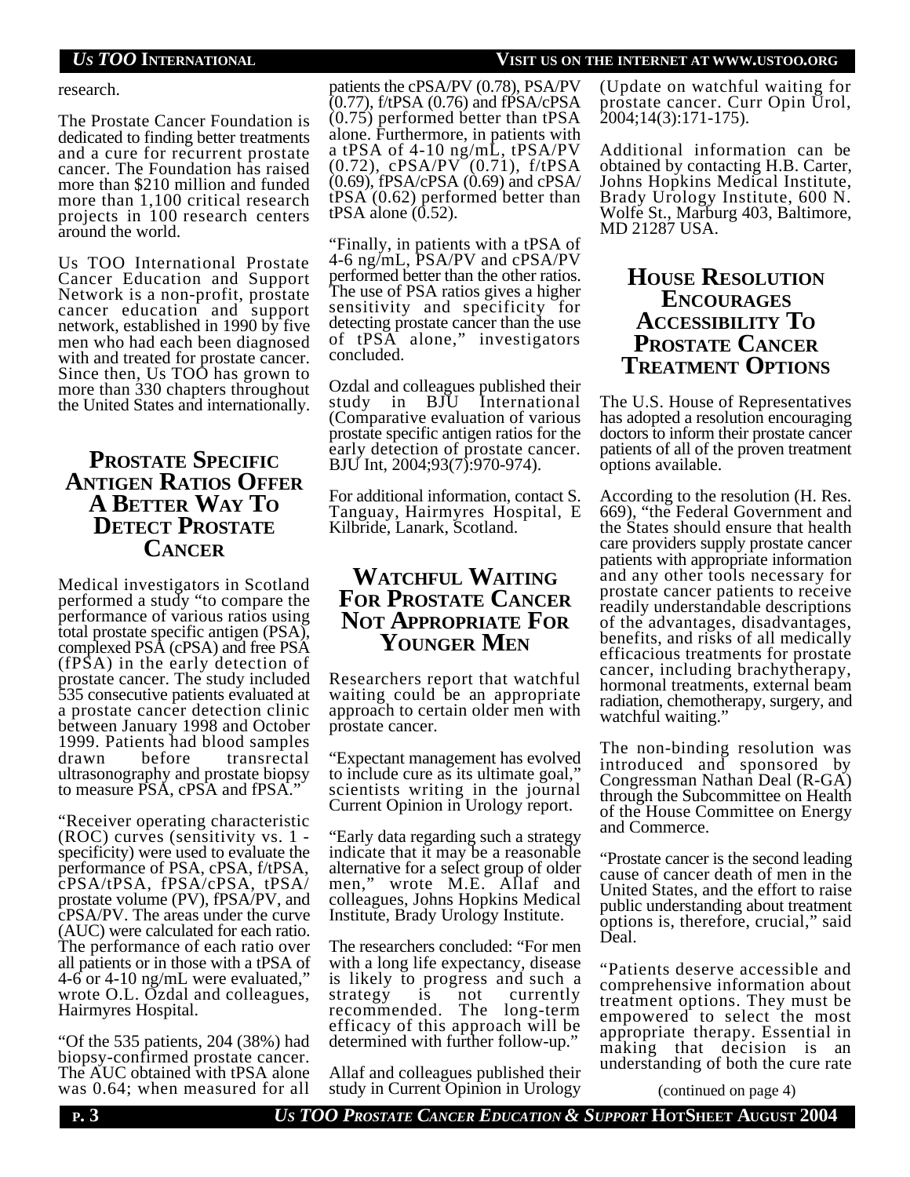research.

The Prostate Cancer Foundation is dedicated to finding better treatments and a cure for recurrent prostate cancer. The Foundation has raised more than $210 million and funded more than 1,100 critical research projects in 100 research centers around the world.

Us TOO International Prostate Cancer Education and Support Network is a non-profit, prostate cancer education and support network, established in 1990 by five men who had each been diagnosed with and treated for prostate cancer. Since then, Us TOO has grown to more than 330 chapters throughout the United States and internationally.

## Prostate Specific Antigen Ratios Offer A Better Way To Detect Prostate Cancer

Medical investigators in Scotland performed a study "to compare the performance of various ratios using total prostate specific antigen (PSA), complexed PSA (cPSA) and free PSA (fPSA) in the early detection of prostate cancer. The study included 535 consecutive patients evaluated at a prostate cancer detection clinic between January 1998 and October 1999. Patients had blood samples drawn before transrectal ultrasonography and prostate biopsy to measure PSA, cPSA and fPSA."

"Receiver operating characteristic (ROC) curves (sensitivity vs. 1 - specificity) were used to evaluate the performance of PSA, cPSA, f/tPSA, cPSA/tPSA, fPSA/cPSA, tPSA/ prostate volume (PV), fPSA/PV, and cPSA/PV. The areas under the curve (AUC) were calculated for each ratio. The performance of each ratio over all patients or in those with a tPSA of 4-6 or 4-10 ng/mL were evaluated," wrote O.L. Özdal and colleagues, Hairmyres Hospital.

"Of the 535 patients, 204 (38%) had biopsy-confirmed prostate cancer. The AUC obtained with tPSA alone was 0.64; when measured for all patients the cPSA/PV (0.78), PSA/PV (0.77), f/tPSA (0.76) and fPSA/cPSA (0.75) performed better than tPSA alone. Furthermore, in patients with a tPSA of 4-10 ng/mL, tPSA/PV (0.72), cPSA/PV (0.71), f/tPSA (0.69), fPSA/cPSA (0.69) and cPSA/ tPSA (0.62) performed better than tPSA alone (0.52).

"Finally, in patients with a tPSA of 4-6 ng/mL, PSA/PV and cPSA/PV performed better than the other ratios. The use of PSA ratios gives a higher sensitivity and specificity for detecting prostate cancer than the use of tPSA alone," investigators concluded.

Ozdal and colleagues published their study in BJU International (Comparative evaluation of various prostate specific antigen ratios for the early detection of prostate cancer. BJU Int, 2004;93(7):970-974).

For additional information, contact S. Tanguay, Hairmyres Hospital, E Kilbride, Lanark, Scotland.

## Watchful Waiting For Prostate Cancer Not Appropriate For Younger Men

Researchers report that watchful waiting could be an appropriate approach to certain older men with prostate cancer.

"Expectant management has evolved to include cure as its ultimate goal," scientists writing in the journal Current Opinion in Urology report.

"Early data regarding such a strategy indicate that it may be a reasonable alternative for a select group of older men," wrote M.E. Allaf and colleagues, Johns Hopkins Medical Institute, Brady Urology Institute.

The researchers concluded: "For men with a long life expectancy, disease is likely to progress and such a strategy is not currently recommended. The long-term efficacy of this approach will be determined with further follow-up."

Allaf and colleagues published their study in Current Opinion in Urology (Update on watchful waiting for prostate cancer. Curr Opin Urol, 2004;14(3):171-175).

Additional information can be obtained by contacting H.B. Carter, Johns Hopkins Medical Institute, Brady Urology Institute, 600 N. Wolfe St., Marburg 403, Baltimore, MD 21287 USA.

## House Resolution Encourages Accessibility To Prostate Cancer Treatment Options

The U.S. House of Representatives has adopted a resolution encouraging doctors to inform their prostate cancer patients of all of the proven treatment options available.

According to the resolution (H. Res. 669), "the Federal Government and the States should ensure that health care providers supply prostate cancer patients with appropriate information and any other tools necessary for prostate cancer patients to receive readily understandable descriptions of the advantages, disadvantages, benefits, and risks of all medically efficacious treatments for prostate cancer, including brachytherapy, hormonal treatments, external beam radiation, chemotherapy, surgery, and watchful waiting."

The non-binding resolution was introduced and sponsored by Congressman Nathan Deal (R-GA) through the Subcommittee on Health of the House Committee on Energy and Commerce.

"Prostate cancer is the second leading cause of cancer death of men in the United States, and the effort to raise public understanding about treatment options is, therefore, crucial," said Deal.

"Patients deserve accessible and comprehensive information about treatment options. They must be empowered to select the most appropriate therapy. Essential in making that decision is an understanding of both the cure rate

(continued on page 4)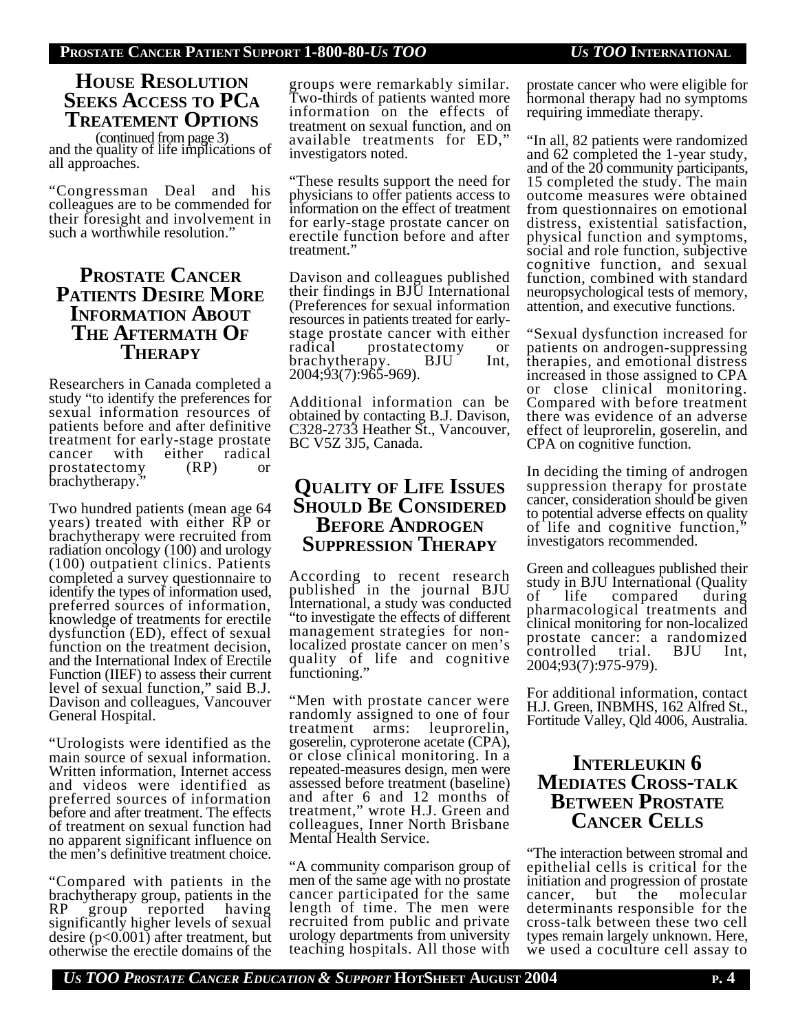## House Resolution Seeks Access to PCa Treatement Options

(continued from page 3)

and the quality of life implications of all approaches.

"Congressman Deal and his colleagues are to be commended for their foresight and involvement in such a worthwhile resolution."

## Prostate Cancer Patients Desire More Information About The Aftermath Of Therapy

Researchers in Canada completed a study "to identify the preferences for sexual information resources of patients before and after definitive treatment for early-stage prostate cancer with either radical prostatectomy (RP) or brachytherapy."

Two hundred patients (mean age 64 years) treated with either RP or brachytherapy were recruited from radiation oncology (100) and urology (100) outpatient clinics. Patients completed a survey questionnaire to identify the types of information used, preferred sources of information, knowledge of treatments for erectile dysfunction (ED), effect of sexual function on the treatment decision, and the International Index of Erectile Function (IIEF) to assess their current level of sexual function," said B.J. Davison and colleagues, Vancouver General Hospital.

"Urologists were identified as the main source of sexual information. Written information, Internet access and videos were identified as preferred sources of information before and after treatment. The effects of treatment on sexual function had no apparent significant influence on the men's definitive treatment choice.

"Compared with patients in the brachytherapy group, patients in the RP group reported having significantly higher levels of sexual desire ($p<0.001$) after treatment, but otherwise the erectile domains of the groups were remarkably similar. Two-thirds of patients wanted more information on the effects of treatment on sexual function, and on available treatments for ED," investigators noted.

"These results support the need for physicians to offer patients access to information on the effect of treatment for early-stage prostate cancer on erectile function before and after treatment."

Davison and colleagues published their findings in BJU International (Preferences for sexual information resources in patients treated for early-stage prostate cancer with either radical prostatectomy or brachytherapy. BJU Int, 2004;93(7):965-969).

Additional information can be obtained by contacting B.J. Davison, C328-2733 Heather St., Vancouver, BC V5Z 3J5, Canada.

## Quality of Life Issues Should Be Considered Before Androgen Suppression Therapy

According to recent research published in the journal BJU International, a study was conducted "to investigate the effects of different management strategies for non-localized prostate cancer on men's quality of life and cognitive functioning."

"Men with prostate cancer were randomly assigned to one of four treatment arms: leuprorelin, goserelin, cyproterone acetate (CPA), or close clinical monitoring. In a repeated-measures design, men were assessed before treatment (baseline) and after 6 and 12 months of treatment," wrote H.J. Green and colleagues, Inner North Brisbane Mental Health Service.

"A community comparison group of men of the same age with no prostate cancer participated for the same length of time. The men were recruited from public and private urology departments from university teaching hospitals. All those with prostate cancer who were eligible for hormonal therapy had no symptoms requiring immediate therapy.

"In all, 82 patients were randomized and 62 completed the 1-year study, and of the 20 community participants, 15 completed the study. The main outcome measures were obtained from questionnaires on emotional distress, existential satisfaction, physical function and symptoms, social and role function, subjective cognitive function, and sexual function, combined with standard neuropsychological tests of memory, attention, and executive functions.

"Sexual dysfunction increased for patients on androgen-suppressing therapies, and emotional distress increased in those assigned to CPA or close clinical monitoring. Compared with before treatment there was evidence of an adverse effect of leuprorelin, goserelin, and CPA on cognitive function.

In deciding the timing of androgen suppression therapy for prostate cancer, consideration should be given to potential adverse effects on quality of life and cognitive function," investigators recommended.

Green and colleagues published their study in BJU International (Quality of life compared during pharmacological treatments and clinical monitoring for non-localized prostate cancer: a randomized controlled trial. BJU Int, 2004;93(7):975-979).

For additional information, contact H.J. Green, INBMHS, 162 Alfred St., Fortitude Valley, Qld 4006, Australia.

## Interleukin 6 Mediates Cross-talk Between Prostate Cancer Cells

"The interaction between stromal and epithelial cells is critical for the initiation and progression of prostate cancer, but the molecular determinants responsible for the cross-talk between these two cell types remain largely unknown. Here, we used a coculture cell assay to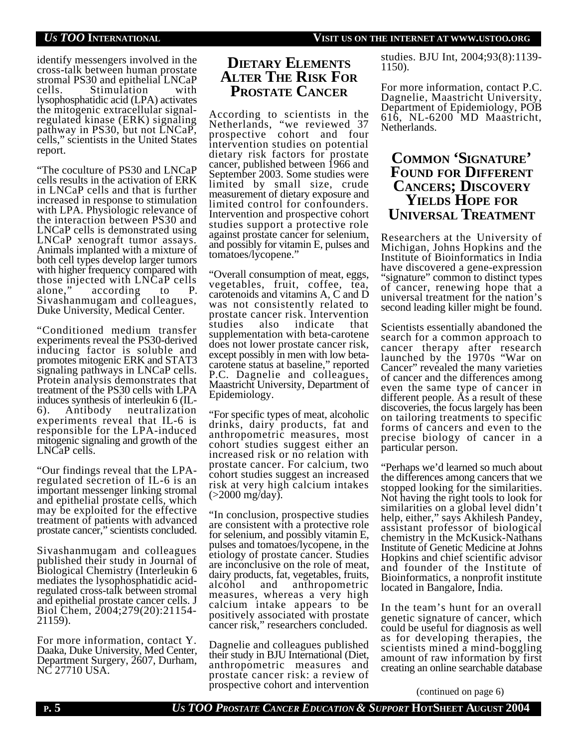identify messengers involved in the cross-talk between human prostate stromal PS30 and epithelial LNCaP cells. Stimulation with lysophosphatidic acid (LPA) activates the mitogenic extracellular signal-regulated kinase (ERK) signaling pathway in PS30, but not LNCaP, cells," scientists in the United States report.

"The coculture of PS30 and LNCaP cells results in the activation of ERK in LNCaP cells and that is further increased in response to stimulation with LPA. Physiologic relevance of the interaction between PS30 and LNCaP cells is demonstrated using LNCaP xenograft tumor assays. Animals implanted with a mixture of both cell types develop larger tumors with higher frequency compared with those injected with LNCaP cells alone," according to P. Sivashanmugam and colleagues, Duke University, Medical Center.

"Conditioned medium transfer experiments reveal the PS30-derived inducing factor is soluble and promotes mitogenic ERK and STAT3 signaling pathways in LNCaP cells. Protein analysis demonstrates that treatment of the PS30 cells with LPA induces synthesis of interleukin 6 (IL-6). Antibody neutralization experiments reveal that IL-6 is responsible for the LPA-induced mitogenic signaling and growth of the LNCaP cells.

"Our findings reveal that the LPA-regulated secretion of IL-6 is an important messenger linking stromal and epithelial prostate cells, which may be exploited for the effective treatment of patients with advanced prostate cancer," scientists concluded.

Sivashanmugam and colleagues published their study in Journal of Biological Chemistry (Interleukin 6 mediates the lysophosphatidic acid-regulated cross-talk between stromal and epithelial prostate cancer cells. J Biol Chem, 2004;279(20):21154-21159).

For more information, contact Y. Daaka, Duke University, Med Center, Department Surgery, 2607, Durham, NC 27710 USA.

## Dietary Elements Alter The Risk For Prostate Cancer

According to scientists in the Netherlands, "we reviewed 37 prospective cohort and four intervention studies on potential dietary risk factors for prostate cancer, published between 1966 and September 2003. Some studies were limited by small size, crude measurement of dietary exposure and limited control for confounders. Intervention and prospective cohort studies support a protective role against prostate cancer for selenium, and possibly for vitamin E, pulses and tomatoes/lycopene."

"Overall consumption of meat, eggs, vegetables, fruit, coffee, tea, carotenoids and vitamins A, C and D was not consistently related to prostate cancer risk. Intervention studies also indicate that supplementation with beta-carotene does not lower prostate cancer risk, except possibly in men with low beta-carotene status at baseline," reported P.C. Dagnelie and colleagues, Maastricht University, Department of Epidemiology.

"For specific types of meat, alcoholic drinks, dairy products, fat and anthropometric measures, most cohort studies suggest either an increased risk or no relation with prostate cancer. For calcium, two cohort studies suggest an increased risk at very high calcium intakes (>2000 mg/day).

"In conclusion, prospective studies are consistent with a protective role for selenium, and possibly vitamin E, pulses and tomatoes/lycopene, in the etiology of prostate cancer. Studies are inconclusive on the role of meat, dairy products, fat, vegetables, fruits, alcohol and anthropometric measures, whereas a very high calcium intake appears to be positively associated with prostate cancer risk," researchers concluded.

Dagnelie and colleagues published their study in BJU International (Diet, anthropometric measures and prostate cancer risk: a review of prospective cohort and intervention studies. BJU Int, 2004;93(8):1139-1150).

For more information, contact P.C. Dagnelie, Maastricht University, Department of Epidemiology, POB 616, NL-6200 MD Maastricht, Netherlands.

## Common 'Signature' Found for Different Cancers; Discovery Yields Hope for Universal Treatment

Researchers at the University of Michigan, Johns Hopkins and the Institute of Bioinformatics in India have discovered a gene-expression "signature" common to distinct types of cancer, renewing hope that a universal treatment for the nation's second leading killer might be found.

Scientists essentially abandoned the search for a common approach to cancer therapy after research launched by the 1970s "War on Cancer" revealed the many varieties of cancer and the differences among even the same type of cancer in different people. As a result of these discoveries, the focus largely has been on tailoring treatments to specific forms of cancers and even to the precise biology of cancer in a particular person.

"Perhaps we'd learned so much about the differences among cancers that we stopped looking for the similarities. Not having the right tools to look for similarities on a global level didn't help, either," says Akhilesh Pandey, assistant professor of biological chemistry in the McKusick-Nathans Institute of Genetic Medicine at Johns Hopkins and chief scientific advisor and founder of the Institute of Bioinformatics, a nonprofit institute located in Bangalore, India.

In the team's hunt for an overall genetic signature of cancer, which could be useful for diagnosis as well as for developing therapies, the scientists mined a mind-boggling amount of raw information by first creating an online searchable database

(continued on page 6)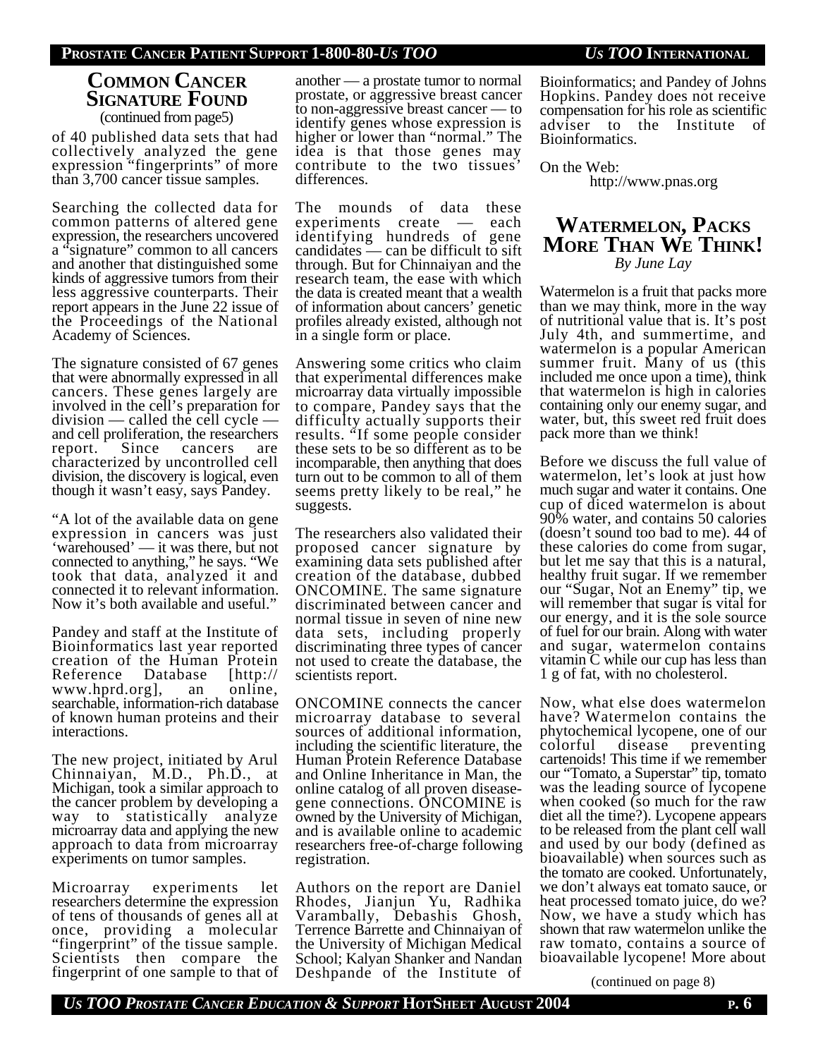## Common Cancer Signature Found

(continued from page5)

of 40 published data sets that had collectively analyzed the gene expression "fingerprints" of more than 3,700 cancer tissue samples.

Searching the collected data for common patterns of altered gene expression, the researchers uncovered a "signature" common to all cancers and another that distinguished some kinds of aggressive tumors from their less aggressive counterparts. Their report appears in the June 22 issue of the Proceedings of the National Academy of Sciences.

The signature consisted of 67 genes that were abnormally expressed in all cancers. These genes largely are involved in the cell's preparation for division — called the cell cycle — and cell proliferation, the researchers report. Since cancers are characterized by uncontrolled cell division, the discovery is logical, even though it wasn't easy, says Pandey.

"A lot of the available data on gene expression in cancers was just 'warehoused' — it was there, but not connected to anything," he says. "We took that data, analyzed it and connected it to relevant information. Now it's both available and useful."

Pandey and staff at the Institute of Bioinformatics last year reported creation of the Human Protein Reference Database [http://www.hprd.org], an online, searchable, information-rich database of known human proteins and their interactions.

The new project, initiated by Arul Chinnaiyan, M.D., Ph.D., at Michigan, took a similar approach to the cancer problem by developing a way to statistically analyze microarray data and applying the new approach to data from microarray experiments on tumor samples.

Microarray experiments let researchers determine the expression of tens of thousands of genes all at once, providing a molecular "fingerprint" of the tissue sample. Scientists then compare the fingerprint of one sample to that of another — a prostate tumor to normal prostate, or aggressive breast cancer to non-aggressive breast cancer — to identify genes whose expression is higher or lower than "normal." The idea is that those genes may contribute to the two tissues' differences.

The mounds of data these experiments create — each identifying hundreds of gene candidates — can be difficult to sift through. But for Chinnaiyan and the research team, the ease with which the data is created meant that a wealth of information about cancers' genetic profiles already existed, although not in a single form or place.

Answering some critics who claim that experimental differences make microarray data virtually impossible to compare, Pandey says that the difficulty actually supports their results. "If some people consider these sets to be so different as to be incomparable, then anything that does turn out to be common to all of them seems pretty likely to be real," he suggests.

The researchers also validated their proposed cancer signature by examining data sets published after creation of the database, dubbed ONCOMINE. The same signature discriminated between cancer and normal tissue in seven of nine new data sets, including properly discriminating three types of cancer not used to create the database, the scientists report.

ONCOMINE connects the cancer microarray database to several sources of additional information, including the scientific literature, the Human Protein Reference Database and Online Inheritance in Man, the online catalog of all proven disease-gene connections. ONCOMINE is owned by the University of Michigan, and is available online to academic researchers free-of-charge following registration.

Authors on the report are Daniel Rhodes, Jianjun Yu, Radhika Varambally, Debashis Ghosh, Terrence Barrette and Chinnaiyan of the University of Michigan Medical School; Kalyan Shanker and Nandan Deshpande of the Institute of Bioinformatics; and Pandey of Johns Hopkins. Pandey does not receive compensation for his role as scientific adviser to the Institute of Bioinformatics.

On the Web:
http://www.pnas.org

## Watermelon, Packs More Than We Think!

*By June Lay*

Watermelon is a fruit that packs more than we may think, more in the way of nutritional value that is. It's post July 4th, and summertime, and watermelon is a popular American summer fruit. Many of us (this included me once upon a time), think that watermelon is high in calories containing only our enemy sugar, and water, but, this sweet red fruit does pack more than we think!

Before we discuss the full value of watermelon, let's look at just how much sugar and water it contains. One cup of diced watermelon is about 90% water, and contains 50 calories (doesn't sound too bad to me). 44 of these calories do come from sugar, but let me say that this is a natural, healthy fruit sugar. If we remember our "Sugar, Not an Enemy" tip, we will remember that sugar is vital for our energy, and it is the sole source of fuel for our brain. Along with water and sugar, watermelon contains vitamin C while our cup has less than 1 g of fat, with no cholesterol.

Now, what else does watermelon have? Watermelon contains the phytochemical lycopene, one of our colorful disease preventing cartenoids! This time if we remember our "Tomato, a Superstar" tip, tomato was the leading source of lycopene when cooked (so much for the raw diet all the time?). Lycopene appears to be released from the plant cell wall and used by our body (defined as bioavailable) when sources such as the tomato are cooked. Unfortunately, we don't always eat tomato sauce, or heat processed tomato juice, do we? Now, we have a study which has shown that raw watermelon unlike the raw tomato, contains a source of bioavailable lycopene! More about

(continued on page 8)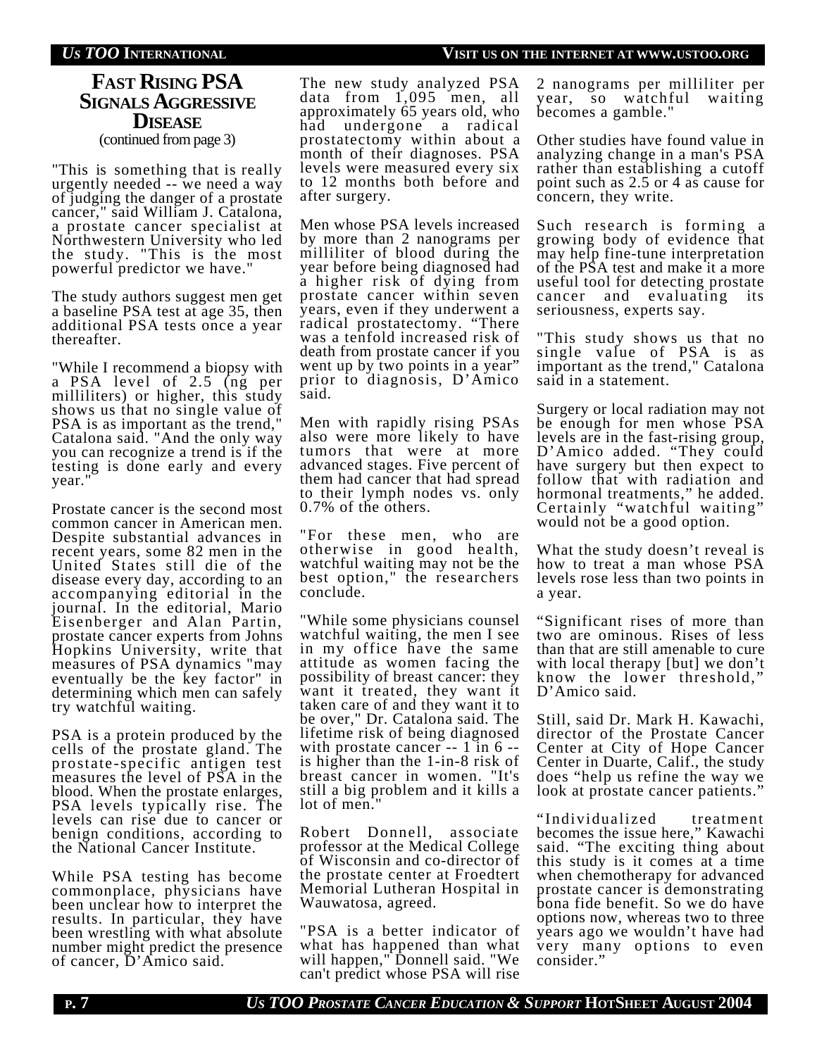## Fast Rising PSA Signals Aggressive Disease

(continued from page 3)

"This is something that is really urgently needed -- we need a way of judging the danger of a prostate cancer," said William J. Catalona, a prostate cancer specialist at Northwestern University who led the study. "This is the most powerful predictor we have."

The study authors suggest men get a baseline PSA test at age 35, then additional PSA tests once a year thereafter.

"While I recommend a biopsy with a PSA level of 2.5 (ng per milliliters) or higher, this study shows us that no single value of PSA is as important as the trend," Catalona said. "And the only way you can recognize a trend is if the testing is done early and every year."

Prostate cancer is the second most common cancer in American men. Despite substantial advances in recent years, some 82 men in the United States still die of the disease every day, according to an accompanying editorial in the journal. In the editorial, Mario Eisenberger and Alan Partin, prostate cancer experts from Johns Hopkins University, write that measures of PSA dynamics "may eventually be the key factor" in determining which men can safely try watchful waiting.

PSA is a protein produced by the cells of the prostate gland. The prostate-specific antigen test measures the level of PSA in the blood. When the prostate enlarges, PSA levels typically rise. The levels can rise due to cancer or benign conditions, according to the National Cancer Institute.

While PSA testing has become commonplace, physicians have been unclear how to interpret the results. In particular, they have been wrestling with what absolute number might predict the presence of cancer, D'Amico said.

The new study analyzed PSA data from 1,095 men, all approximately 65 years old, who had undergone a radical prostatectomy within about a month of their diagnoses. PSA levels were measured every six to 12 months both before and after surgery.

Men whose PSA levels increased by more than 2 nanograms per milliliter of blood during the year before being diagnosed had a higher risk of dying from prostate cancer within seven years, even if they underwent a radical prostatectomy. "There was a tenfold increased risk of death from prostate cancer if you went up by two points in a year" prior to diagnosis, D'Amico said.

Men with rapidly rising PSAs also were more likely to have tumors that were at more advanced stages. Five percent of them had cancer that had spread to their lymph nodes vs. only 0.7% of the others.

"For these men, who are otherwise in good health, watchful waiting may not be the best option," the researchers conclude.

"While some physicians counsel watchful waiting, the men I see in my office have the same attitude as women facing the possibility of breast cancer: they want it treated, they want it taken care of and they want it to be over," Dr. Catalona said. The lifetime risk of being diagnosed with prostate cancer -- 1 in 6 -- is higher than the 1-in-8 risk of breast cancer in women. "It's still a big problem and it kills a lot of men."

Robert Donnell, associate professor at the Medical College of Wisconsin and co-director of the prostate center at Froedtert Memorial Lutheran Hospital in Wauwatosa, agreed.

"PSA is a better indicator of what has happened than what will happen," Donnell said. "We can't predict whose PSA will rise 2 nanograms per milliliter per year, so watchful waiting becomes a gamble."

Other studies have found value in analyzing change in a man's PSA rather than establishing a cutoff point such as 2.5 or 4 as cause for concern, they write.

Such research is forming a growing body of evidence that may help fine-tune interpretation of the PSA test and make it a more useful tool for detecting prostate cancer and evaluating its seriousness, experts say.

"This study shows us that no single value of PSA is as important as the trend," Catalona said in a statement.

Surgery or local radiation may not be enough for men whose PSA levels are in the fast-rising group, D'Amico added. "They could have surgery but then expect to follow that with radiation and hormonal treatments," he added. Certainly "watchful waiting" would not be a good option.

What the study doesn't reveal is how to treat a man whose PSA levels rose less than two points in a year.

"Significant rises of more than two are ominous. Rises of less than that are still amenable to cure with local therapy [but] we don't know the lower threshold," D'Amico said.

Still, said Dr. Mark H. Kawachi, director of the Prostate Cancer Center at City of Hope Cancer Center in Duarte, Calif., the study does "help us refine the way we look at prostate cancer patients."

"Individualized treatment becomes the issue here," Kawachi said. "The exciting thing about this study is it comes at a time when chemotherapy for advanced prostate cancer is demonstrating bona fide benefit. So we do have options now, whereas two to three years ago we wouldn't have had very many options to even consider."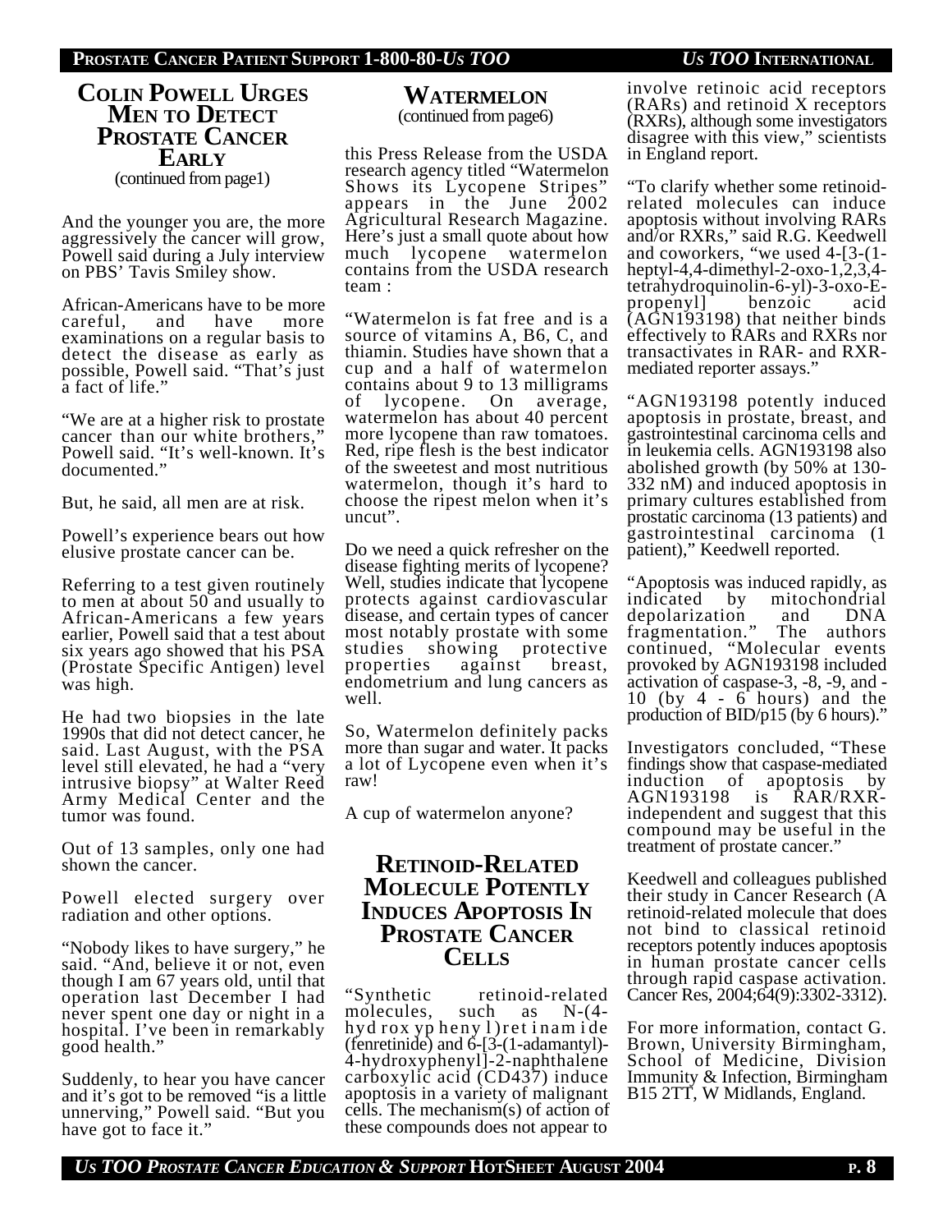## Colin Powell Urges Men to Detect Prostate Cancer Early

(continued from page1)

And the younger you are, the more aggressively the cancer will grow, Powell said during a July interview on PBS' Tavis Smiley show.

African-Americans have to be more careful, and have more examinations on a regular basis to detect the disease as early as possible, Powell said. "That's just a fact of life."

"We are at a higher risk to prostate cancer than our white brothers," Powell said. "It's well-known. It's documented."

But, he said, all men are at risk.

Powell's experience bears out how elusive prostate cancer can be.

Referring to a test given routinely to men at about 50 and usually to African-Americans a few years earlier, Powell said that a test about six years ago showed that his PSA (Prostate Specific Antigen) level was high.

He had two biopsies in the late 1990s that did not detect cancer, he said. Last August, with the PSA level still elevated, he had a "very intrusive biopsy" at Walter Reed Army Medical Center and the tumor was found.

Out of 13 samples, only one had shown the cancer.

Powell elected surgery over radiation and other options.

"Nobody likes to have surgery," he said. "And, believe it or not, even though I am 67 years old, until that operation last December I had never spent one day or night in a hospital. I've been in remarkably good health."

Suddenly, to hear you have cancer and it's got to be removed "is a little unnerving," Powell said. "But you have got to face it."

## Watermelon

(continued from page6)

this Press Release from the USDA research agency titled "Watermelon Shows its Lycopene Stripes" appears in the June 2002 Agricultural Research Magazine. Here's just a small quote about how much lycopene watermelon contains from the USDA research team :

"Watermelon is fat free and is a source of vitamins A, B6, C, and thiamin. Studies have shown that a cup and a half of watermelon contains about 9 to 13 milligrams of lycopene. On average, watermelon has about 40 percent more lycopene than raw tomatoes. Red, ripe flesh is the best indicator of the sweetest and most nutritious watermelon, though it's hard to choose the ripest melon when it's uncut".

Do we need a quick refresher on the disease fighting merits of lycopene? Well, studies indicate that lycopene protects against cardiovascular disease, and certain types of cancer most notably prostate with some studies showing protective properties against breast, endometrium and lung cancers as well.

So, Watermelon definitely packs more than sugar and water. It packs a lot of Lycopene even when it's raw!

A cup of watermelon anyone?

## Retinoid-Related Molecule Potently Induces Apoptosis In Prostate Cancer Cells

"Synthetic retinoid-related molecules, such as N-(4-hydroxyphenyl)retinamide (fenretinide) and 6-[3-(1-adamantyl)-4-hydroxyphenyl]-2-naphthalene carboxylic acid (CD437) induce apoptosis in a variety of malignant cells. The mechanism(s) of action of these compounds does not appear to involve retinoic acid receptors (RARs) and retinoid X receptors (RXRs), although some investigators disagree with this view," scientists in England report.

"To clarify whether some retinoid-related molecules can induce apoptosis without involving RARs and/or RXRs," said R.G. Keedwell and coworkers, "we used 4-[3-(1-heptyl-4,4-dimethyl-2-oxo-1,2,3,4-tetrahydroquinolin-6-yl)-3-oxo-E-propenyl] benzoic acid (AGN193198) that neither binds effectively to RARs and RXRs nor transactivates in RAR- and RXR-mediated reporter assays."

"AGN193198 potently induced apoptosis in prostate, breast, and gastrointestinal carcinoma cells and in leukemia cells. AGN193198 also abolished growth (by 50% at 130-332 nM) and induced apoptosis in primary cultures established from prostatic carcinoma (13 patients) and gastrointestinal carcinoma (1 patient)," Keedwell reported.

"Apoptosis was induced rapidly, as indicated by mitochondrial depolarization and DNA fragmentation." The authors continued, "Molecular events provoked by AGN193198 included activation of caspase-3, -8, -9, and -10 (by 4 - 6 hours) and the production of BID/p15 (by 6 hours)."

Investigators concluded, "These findings show that caspase-mediated induction of apoptosis by AGN193198 is RAR/RXR-independent and suggest that this compound may be useful in the treatment of prostate cancer."

Keedwell and colleagues published their study in Cancer Research (A retinoid-related molecule that does not bind to classical retinoid receptors potently induces apoptosis in human prostate cancer cells through rapid caspase activation. Cancer Res, 2004;64(9):3302-3312).

For more information, contact G. Brown, University Birmingham, School of Medicine, Division Immunity & Infection, Birmingham B15 2TT, W Midlands, England.